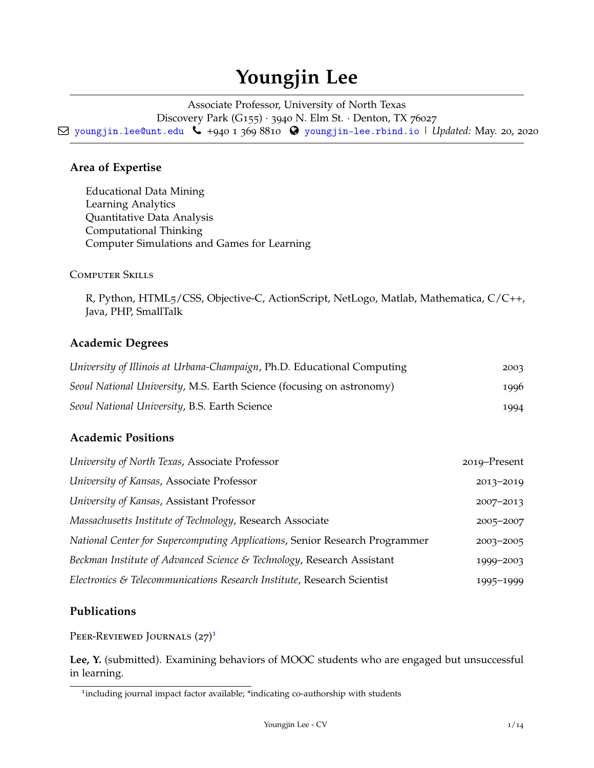# Youngjin Lee

Associate Professor, University of North Texas
Discovery Park (G155) · 3940 N. Elm St. · Denton, TX 76027
youngjin.lee@unt.edu · +940 1 369 8810 · youngjin-lee.rbind.io | *Updated:* May. 20, 2020

## Area of Expertise

Educational Data Mining
Learning Analytics
Quantitative Data Analysis
Computational Thinking
Computer Simulations and Games for Learning

### Computer Skills

R, Python, HTML5/CSS, Objective-C, ActionScript, NetLogo, Matlab, Mathematica, C/C++, Java, PHP, SmallTalk

## Academic Degrees

*University of Illinois at Urbana-Champaign*, Ph.D. Educational Computing — 2003

*Seoul National University*, M.S. Earth Science (focusing on astronomy) — 1996

*Seoul National University*, B.S. Earth Science — 1994

## Academic Positions

*University of North Texas*, Associate Professor — 2019–Present

*University of Kansas*, Associate Professor — 2013–2019

*University of Kansas*, Assistant Professor — 2007–2013

*Massachusetts Institute of Technology*, Research Associate — 2005–2007

*National Center for Supercomputing Applications*, Senior Research Programmer — 2003–2005

*Beckman Institute of Advanced Science & Technology*, Research Assistant — 1999–2003

*Electronics & Telecommunications Research Institute*, Research Scientist — 1995–1999

## Publications

### Peer-Reviewed Journals (27)[1]

**Lee, Y.** (submitted). Examining behaviors of MOOC students who are engaged but unsuccessful in learning.

[1] including journal impact factor available; *indicating co-authorship with students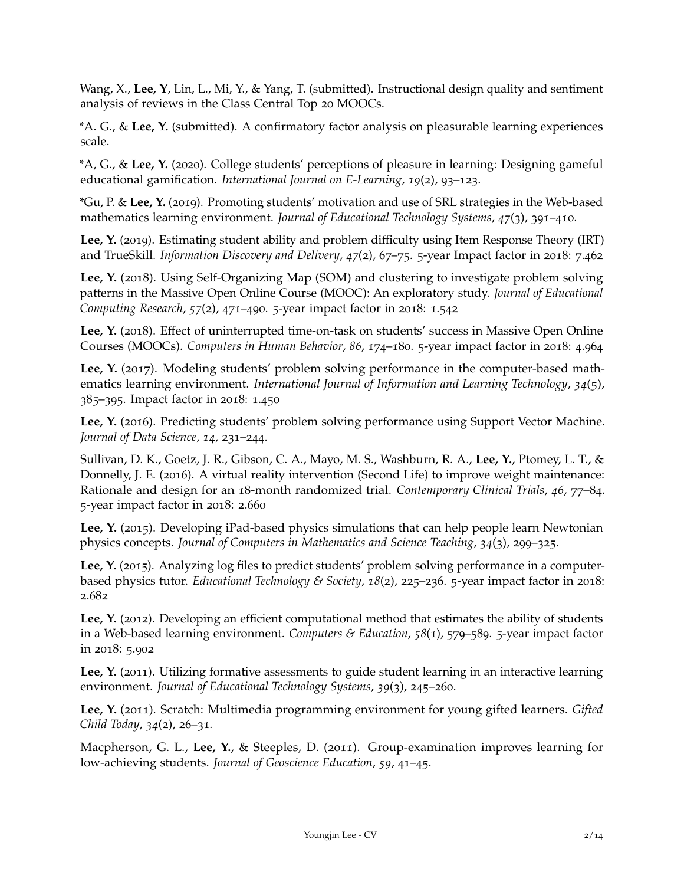Wang, X., **Lee, Y**, Lin, L., Mi, Y., & Yang, T. (submitted). Instructional design quality and sentiment analysis of reviews in the Class Central Top 20 MOOCs.

*A. G., & **Lee, Y.** (submitted). A confirmatory factor analysis on pleasurable learning experiences scale.

*A, G., & **Lee, Y.** (2020). College students' perceptions of pleasure in learning: Designing gameful educational gamification. *International Journal on E-Learning*, *19*(2), 93–123.

*Gu, P. & **Lee, Y.** (2019). Promoting students' motivation and use of SRL strategies in the Web-based mathematics learning environment. *Journal of Educational Technology Systems*, *47*(3), 391–410.

**Lee, Y.** (2019). Estimating student ability and problem difficulty using Item Response Theory (IRT) and TrueSkill. *Information Discovery and Delivery*, *47*(2), 67–75. 5-year Impact factor in 2018: 7.462

**Lee, Y.** (2018). Using Self-Organizing Map (SOM) and clustering to investigate problem solving patterns in the Massive Open Online Course (MOOC): An exploratory study. *Journal of Educational Computing Research*, *57*(2), 471–490. 5-year impact factor in 2018: 1.542

**Lee, Y.** (2018). Effect of uninterrupted time-on-task on students' success in Massive Open Online Courses (MOOCs). *Computers in Human Behavior*, *86*, 174–180. 5-year impact factor in 2018: 4.964

**Lee, Y.** (2017). Modeling students' problem solving performance in the computer-based mathematics learning environment. *International Journal of Information and Learning Technology*, *34*(5), 385–395. Impact factor in 2018: 1.450

**Lee, Y.** (2016). Predicting students' problem solving performance using Support Vector Machine. *Journal of Data Science*, *14*, 231–244.

Sullivan, D. K., Goetz, J. R., Gibson, C. A., Mayo, M. S., Washburn, R. A., **Lee, Y.**, Ptomey, L. T., & Donnelly, J. E. (2016). A virtual reality intervention (Second Life) to improve weight maintenance: Rationale and design for an 18-month randomized trial. *Contemporary Clinical Trials*, *46*, 77–84. 5-year impact factor in 2018: 2.660

**Lee, Y.** (2015). Developing iPad-based physics simulations that can help people learn Newtonian physics concepts. *Journal of Computers in Mathematics and Science Teaching*, *34*(3), 299–325.

**Lee, Y.** (2015). Analyzing log files to predict students' problem solving performance in a computer-based physics tutor. *Educational Technology & Society*, *18*(2), 225–236. 5-year impact factor in 2018: 2.682

**Lee, Y.** (2012). Developing an efficient computational method that estimates the ability of students in a Web-based learning environment. *Computers & Education*, *58*(1), 579–589. 5-year impact factor in 2018: 5.902

**Lee, Y.** (2011). Utilizing formative assessments to guide student learning in an interactive learning environment. *Journal of Educational Technology Systems*, *39*(3), 245–260.

**Lee, Y.** (2011). Scratch: Multimedia programming environment for young gifted learners. *Gifted Child Today*, *34*(2), 26–31.

Macpherson, G. L., **Lee, Y.**, & Steeples, D. (2011). Group-examination improves learning for low-achieving students. *Journal of Geoscience Education*, *59*, 41–45.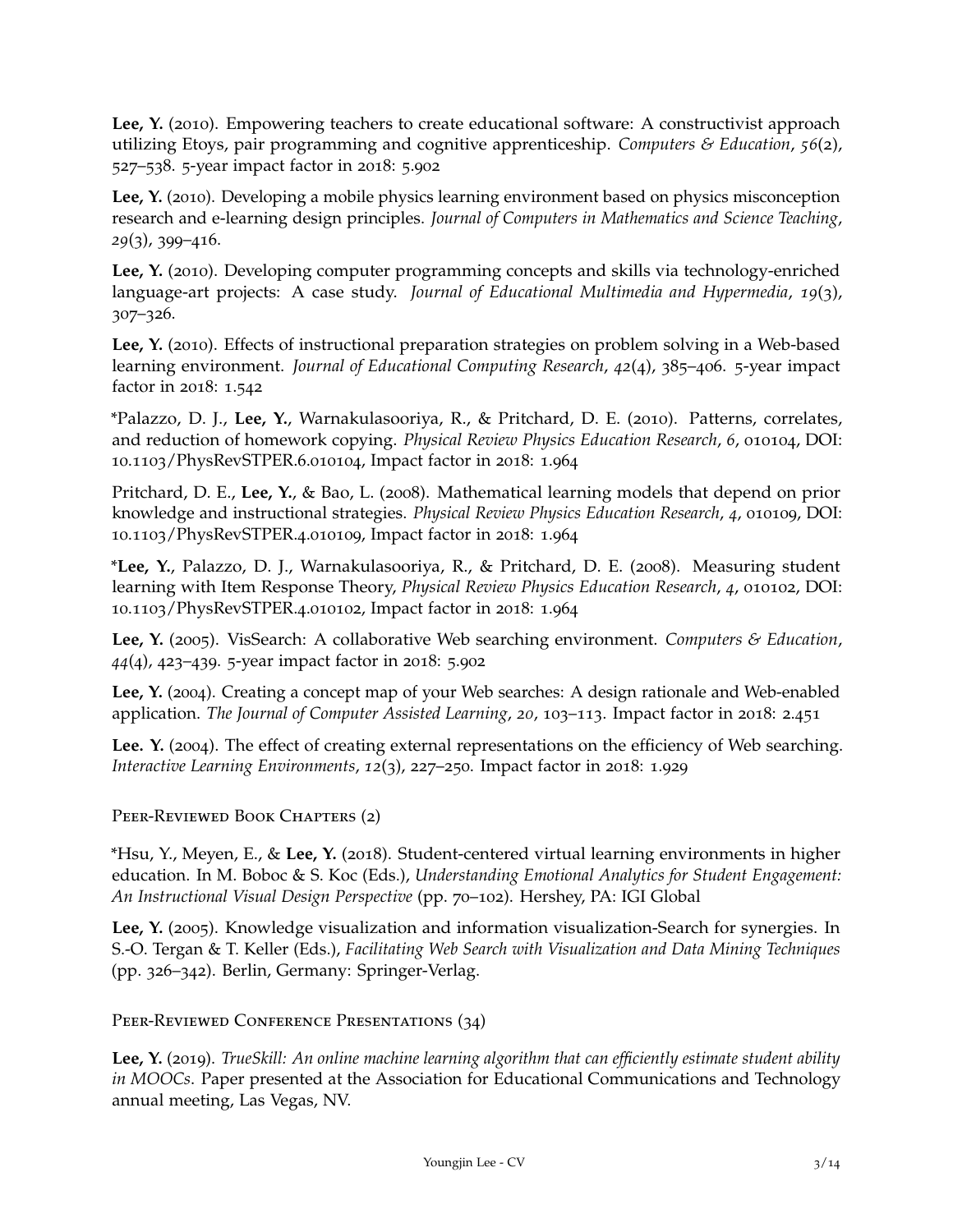**Lee, Y.** (2010). Empowering teachers to create educational software: A constructivist approach utilizing Etoys, pair programming and cognitive apprenticeship. *Computers & Education*, *56*(2), 527–538. 5-year impact factor in 2018: 5.902

**Lee, Y.** (2010). Developing a mobile physics learning environment based on physics misconception research and e-learning design principles. *Journal of Computers in Mathematics and Science Teaching*, *29*(3), 399–416.

**Lee, Y.** (2010). Developing computer programming concepts and skills via technology-enriched language-art projects: A case study. *Journal of Educational Multimedia and Hypermedia*, *19*(3), 307–326.

**Lee, Y.** (2010). Effects of instructional preparation strategies on problem solving in a Web-based learning environment. *Journal of Educational Computing Research*, *42*(4), 385–406. 5-year impact factor in 2018: 1.542

*Palazzo, D. J., **Lee, Y.**, Warnakulasooriya, R., & Pritchard, D. E. (2010). Patterns, correlates, and reduction of homework copying. *Physical Review Physics Education Research*, *6*, 010104, DOI: 10.1103/PhysRevSTPER.6.010104, Impact factor in 2018: 1.964

Pritchard, D. E., **Lee, Y.**, & Bao, L. (2008). Mathematical learning models that depend on prior knowledge and instructional strategies. *Physical Review Physics Education Research*, *4*, 010109, DOI: 10.1103/PhysRevSTPER.4.010109, Impact factor in 2018: 1.964

***Lee, Y.**, Palazzo, D. J., Warnakulasooriya, R., & Pritchard, D. E. (2008). Measuring student learning with Item Response Theory, *Physical Review Physics Education Research*, *4*, 010102, DOI: 10.1103/PhysRevSTPER.4.010102, Impact factor in 2018: 1.964

**Lee, Y.** (2005). VisSearch: A collaborative Web searching environment. *Computers & Education*, *44*(4), 423–439. 5-year impact factor in 2018: 5.902

**Lee, Y.** (2004). Creating a concept map of your Web searches: A design rationale and Web-enabled application. *The Journal of Computer Assisted Learning*, *20*, 103–113. Impact factor in 2018: 2.451

**Lee. Y.** (2004). The effect of creating external representations on the efficiency of Web searching. *Interactive Learning Environments*, *12*(3), 227–250. Impact factor in 2018: 1.929

### Peer-Reviewed Book Chapters (2)

*Hsu, Y., Meyen, E., & **Lee, Y.** (2018). Student-centered virtual learning environments in higher education. In M. Boboc & S. Koc (Eds.), *Understanding Emotional Analytics for Student Engagement: An Instructional Visual Design Perspective* (pp. 70–102). Hershey, PA: IGI Global

**Lee, Y.** (2005). Knowledge visualization and information visualization-Search for synergies. In S.-O. Tergan & T. Keller (Eds.), *Facilitating Web Search with Visualization and Data Mining Techniques* (pp. 326–342). Berlin, Germany: Springer-Verlag.

### Peer-Reviewed Conference Presentations (34)

**Lee, Y.** (2019). *TrueSkill: An online machine learning algorithm that can efficiently estimate student ability in MOOCs*. Paper presented at the Association for Educational Communications and Technology annual meeting, Las Vegas, NV.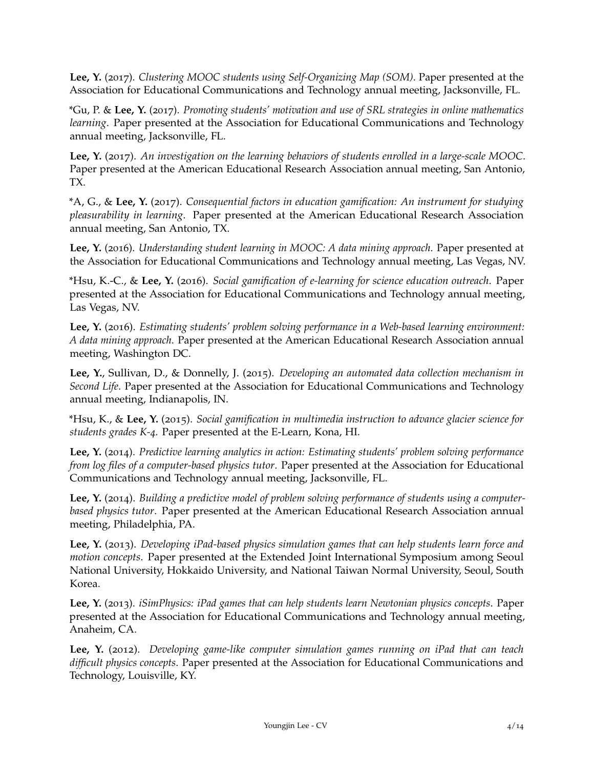**Lee, Y.** (2017). *Clustering MOOC students using Self-Organizing Map (SOM)*. Paper presented at the Association for Educational Communications and Technology annual meeting, Jacksonville, FL.

*Gu, P. & **Lee, Y.** (2017). *Promoting students' motivation and use of SRL strategies in online mathematics learning*. Paper presented at the Association for Educational Communications and Technology annual meeting, Jacksonville, FL.

**Lee, Y.** (2017). *An investigation on the learning behaviors of students enrolled in a large-scale MOOC*. Paper presented at the American Educational Research Association annual meeting, San Antonio, TX.

*A, G., & **Lee, Y.** (2017). *Consequential factors in education gamification: An instrument for studying pleasurability in learning*. Paper presented at the American Educational Research Association annual meeting, San Antonio, TX.

**Lee, Y.** (2016). *Understanding student learning in MOOC: A data mining approach.* Paper presented at the Association for Educational Communications and Technology annual meeting, Las Vegas, NV.

*Hsu, K.-C., & **Lee, Y.** (2016). *Social gamification of e-learning for science education outreach*. Paper presented at the Association for Educational Communications and Technology annual meeting, Las Vegas, NV.

**Lee, Y.** (2016). *Estimating students' problem solving performance in a Web-based learning environment: A data mining approach.* Paper presented at the American Educational Research Association annual meeting, Washington DC.

**Lee, Y.**, Sullivan, D., & Donnelly, J. (2015). *Developing an automated data collection mechanism in Second Life*. Paper presented at the Association for Educational Communications and Technology annual meeting, Indianapolis, IN.

*Hsu, K., & **Lee, Y.** (2015). *Social gamification in multimedia instruction to advance glacier science for students grades K-4.* Paper presented at the E-Learn, Kona, HI.

**Lee, Y.** (2014). *Predictive learning analytics in action: Estimating students' problem solving performance from log files of a computer-based physics tutor*. Paper presented at the Association for Educational Communications and Technology annual meeting, Jacksonville, FL.

**Lee, Y.** (2014). *Building a predictive model of problem solving performance of students using a computer-based physics tutor*. Paper presented at the American Educational Research Association annual meeting, Philadelphia, PA.

**Lee, Y.** (2013). *Developing iPad-based physics simulation games that can help students learn force and motion concepts*. Paper presented at the Extended Joint International Symposium among Seoul National University, Hokkaido University, and National Taiwan Normal University, Seoul, South Korea.

**Lee, Y.** (2013). *iSimPhysics: iPad games that can help students learn Newtonian physics concepts*. Paper presented at the Association for Educational Communications and Technology annual meeting, Anaheim, CA.

**Lee, Y.** (2012). *Developing game-like computer simulation games running on iPad that can teach difficult physics concepts.* Paper presented at the Association for Educational Communications and Technology, Louisville, KY.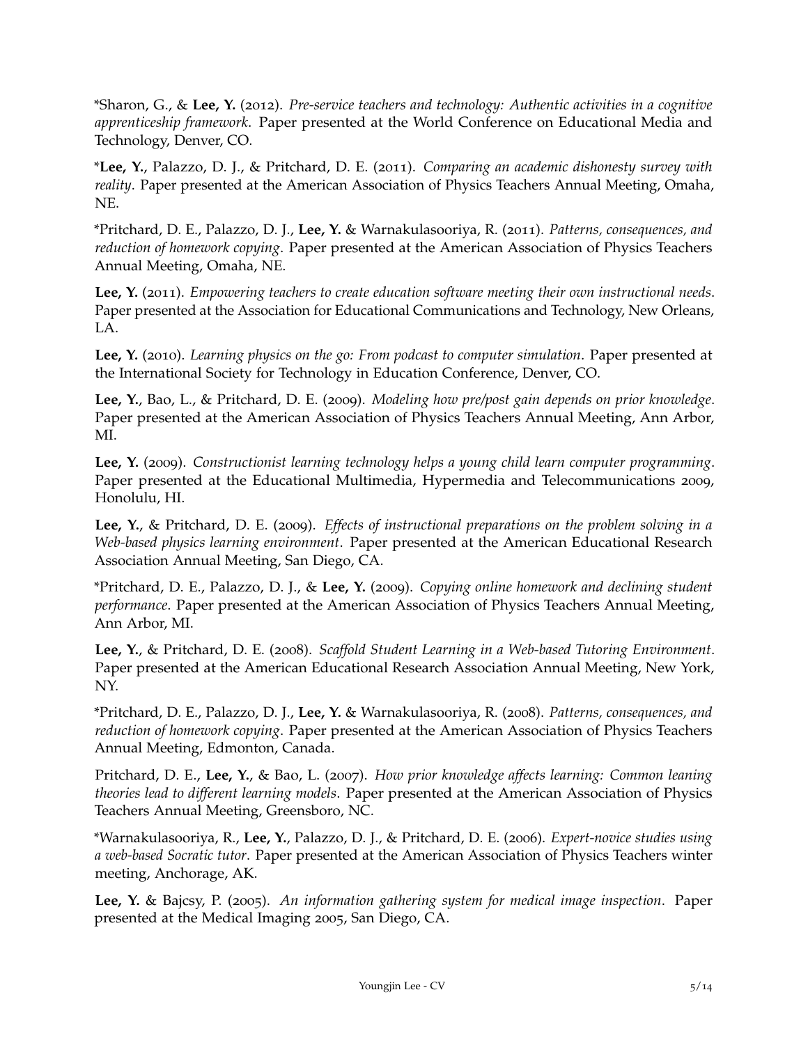*Sharon, G., & **Lee, Y.** (2012). *Pre-service teachers and technology: Authentic activities in a cognitive apprenticeship framework.* Paper presented at the World Conference on Educational Media and Technology, Denver, CO.

***Lee, Y.**, Palazzo, D. J., & Pritchard, D. E. (2011). *Comparing an academic dishonesty survey with reality*. Paper presented at the American Association of Physics Teachers Annual Meeting, Omaha, NE.

*Pritchard, D. E., Palazzo, D. J., **Lee, Y.** & Warnakulasooriya, R. (2011). *Patterns, consequences, and reduction of homework copying*. Paper presented at the American Association of Physics Teachers Annual Meeting, Omaha, NE.

**Lee, Y.** (2011). *Empowering teachers to create education software meeting their own instructional needs*. Paper presented at the Association for Educational Communications and Technology, New Orleans, LA.

**Lee, Y.** (2010). *Learning physics on the go: From podcast to computer simulation*. Paper presented at the International Society for Technology in Education Conference, Denver, CO.

**Lee, Y.**, Bao, L., & Pritchard, D. E. (2009). *Modeling how pre/post gain depends on prior knowledge*. Paper presented at the American Association of Physics Teachers Annual Meeting, Ann Arbor, MI.

**Lee, Y.** (2009). *Constructionist learning technology helps a young child learn computer programming*. Paper presented at the Educational Multimedia, Hypermedia and Telecommunications 2009, Honolulu, HI.

**Lee, Y.**, & Pritchard, D. E. (2009). *Effects of instructional preparations on the problem solving in a Web-based physics learning environment*. Paper presented at the American Educational Research Association Annual Meeting, San Diego, CA.

*Pritchard, D. E., Palazzo, D. J., & **Lee, Y.** (2009). *Copying online homework and declining student performance*. Paper presented at the American Association of Physics Teachers Annual Meeting, Ann Arbor, MI.

**Lee, Y.**, & Pritchard, D. E. (2008). *Scaffold Student Learning in a Web-based Tutoring Environment*. Paper presented at the American Educational Research Association Annual Meeting, New York, NY.

*Pritchard, D. E., Palazzo, D. J., **Lee, Y.** & Warnakulasooriya, R. (2008). *Patterns, consequences, and reduction of homework copying*. Paper presented at the American Association of Physics Teachers Annual Meeting, Edmonton, Canada.

Pritchard, D. E., **Lee, Y.**, & Bao, L. (2007). *How prior knowledge affects learning: Common leaning theories lead to different learning models*. Paper presented at the American Association of Physics Teachers Annual Meeting, Greensboro, NC.

*Warnakulasooriya, R., **Lee, Y.**, Palazzo, D. J., & Pritchard, D. E. (2006). *Expert-novice studies using a web-based Socratic tutor*. Paper presented at the American Association of Physics Teachers winter meeting, Anchorage, AK.

**Lee, Y.** & Bajcsy, P. (2005). *An information gathering system for medical image inspection*. Paper presented at the Medical Imaging 2005, San Diego, CA.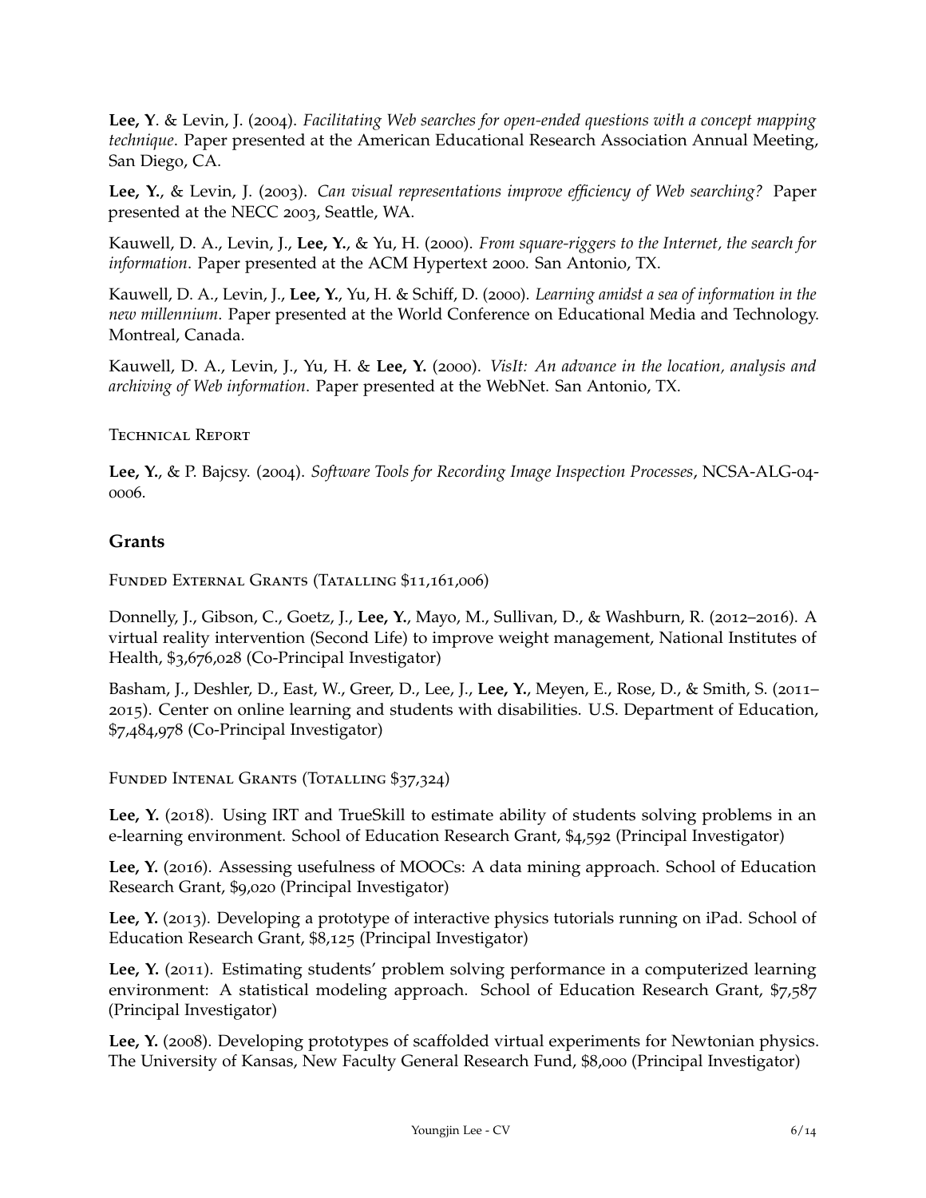**Lee, Y**. & Levin, J. (2004). *Facilitating Web searches for open-ended questions with a concept mapping technique*. Paper presented at the American Educational Research Association Annual Meeting, San Diego, CA.

**Lee, Y.**, & Levin, J. (2003). *Can visual representations improve efficiency of Web searching?* Paper presented at the NECC 2003, Seattle, WA.

Kauwell, D. A., Levin, J., **Lee, Y.**, & Yu, H. (2000). *From square-riggers to the Internet, the search for information*. Paper presented at the ACM Hypertext 2000. San Antonio, TX.

Kauwell, D. A., Levin, J., **Lee, Y.**, Yu, H. & Schiff, D. (2000). *Learning amidst a sea of information in the new millennium*. Paper presented at the World Conference on Educational Media and Technology. Montreal, Canada.

Kauwell, D. A., Levin, J., Yu, H. & **Lee, Y.** (2000). *VisIt: An advance in the location, analysis and archiving of Web information*. Paper presented at the WebNet. San Antonio, TX.

Technical Report

**Lee, Y.**, & P. Bajcsy. (2004). *Software Tools for Recording Image Inspection Processes*, NCSA-ALG-04-0006.

## Grants

Funded External Grants (Tatalling $11,161,006)

Donnelly, J., Gibson, C., Goetz, J., **Lee, Y.**, Mayo, M., Sullivan, D., & Washburn, R. (2012–2016). A virtual reality intervention (Second Life) to improve weight management, National Institutes of Health, $3,676,028 (Co-Principal Investigator)

Basham, J., Deshler, D., East, W., Greer, D., Lee, J., **Lee, Y.**, Meyen, E., Rose, D., & Smith, S. (2011–2015). Center on online learning and students with disabilities. U.S. Department of Education, $7,484,978 (Co-Principal Investigator)

Funded Intenal Grants (Totalling $37,324)

**Lee, Y.** (2018). Using IRT and TrueSkill to estimate ability of students solving problems in an e-learning environment. School of Education Research Grant, $4,592 (Principal Investigator)

**Lee, Y.** (2016). Assessing usefulness of MOOCs: A data mining approach. School of Education Research Grant, $9,020 (Principal Investigator)

**Lee, Y.** (2013). Developing a prototype of interactive physics tutorials running on iPad. School of Education Research Grant, $8,125 (Principal Investigator)

**Lee, Y.** (2011). Estimating students' problem solving performance in a computerized learning environment: A statistical modeling approach. School of Education Research Grant, $7,587 (Principal Investigator)

**Lee, Y.** (2008). Developing prototypes of scaffolded virtual experiments for Newtonian physics. The University of Kansas, New Faculty General Research Fund, $8,000 (Principal Investigator)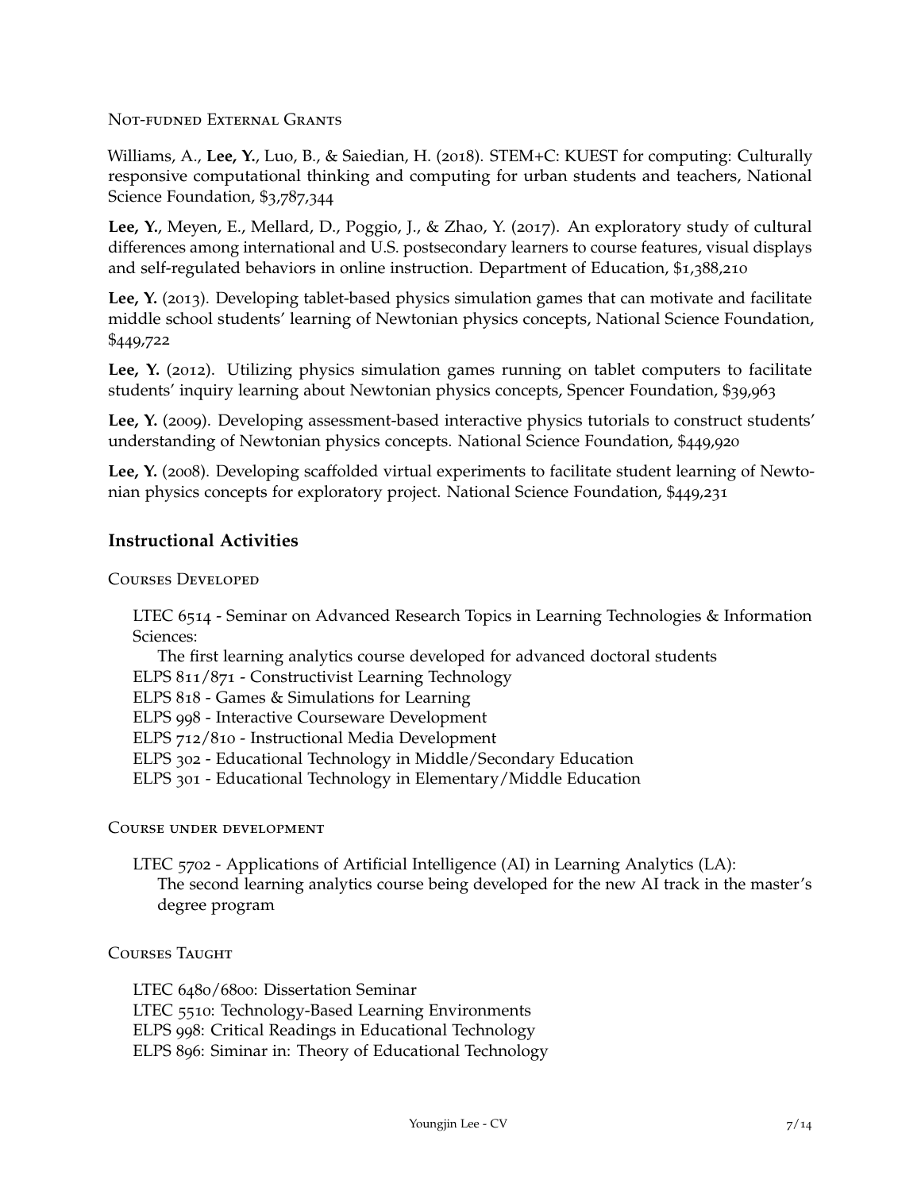### Not-fudned External Grants

Williams, A., **Lee, Y.**, Luo, B., & Saiedian, H. (2018). STEM+C: KUEST for computing: Culturally responsive computational thinking and computing for urban students and teachers, National Science Foundation, $3,787,344

**Lee, Y.**, Meyen, E., Mellard, D., Poggio, J., & Zhao, Y. (2017). An exploratory study of cultural differences among international and U.S. postsecondary learners to course features, visual displays and self-regulated behaviors in online instruction. Department of Education, $1,388,210

**Lee, Y.** (2013). Developing tablet-based physics simulation games that can motivate and facilitate middle school students' learning of Newtonian physics concepts, National Science Foundation, $449,722

**Lee, Y.** (2012). Utilizing physics simulation games running on tablet computers to facilitate students' inquiry learning about Newtonian physics concepts, Spencer Foundation, $39,963

**Lee, Y.** (2009). Developing assessment-based interactive physics tutorials to construct students' understanding of Newtonian physics concepts. National Science Foundation, $449,920

**Lee, Y.** (2008). Developing scaffolded virtual experiments to facilitate student learning of Newtonian physics concepts for exploratory project. National Science Foundation, $449,231

## Instructional Activities

### Courses Developed

LTEC 6514 - Seminar on Advanced Research Topics in Learning Technologies & Information Sciences:
The first learning analytics course developed for advanced doctoral students
ELPS 811/871 - Constructivist Learning Technology
ELPS 818 - Games & Simulations for Learning
ELPS 998 - Interactive Courseware Development
ELPS 712/810 - Instructional Media Development
ELPS 302 - Educational Technology in Middle/Secondary Education
ELPS 301 - Educational Technology in Elementary/Middle Education

### Course under development

LTEC 5702 - Applications of Artificial Intelligence (AI) in Learning Analytics (LA):
The second learning analytics course being developed for the new AI track in the master's degree program

### Courses Taught

LTEC 6480/6800: Dissertation Seminar
LTEC 5510: Technology-Based Learning Environments
ELPS 998: Critical Readings in Educational Technology
ELPS 896: Siminar in: Theory of Educational Technology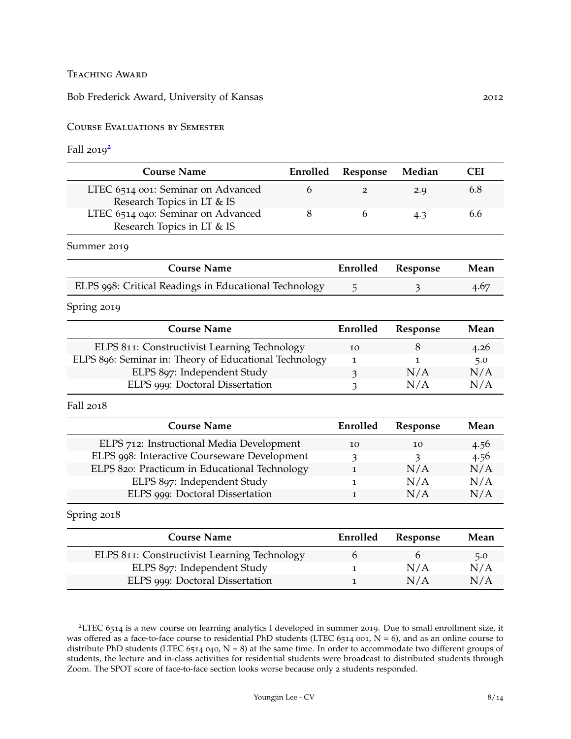### Teaching Award

Bob Frederick Award, University of Kansas 2012

### Course Evaluations by Semester

Fall 2019[2]

| Course Name | Enrolled | Response | Median | CEI |
|---|---|---|---|---|
| LTEC 6514 001: Seminar on Advanced Research Topics in LT & IS | 6 | 2 | 2.9 | 6.8 |
| LTEC 6514 040: Seminar on Advanced Research Topics in LT & IS | 8 | 6 | 4.3 | 6.6 |

Summer 2019

| Course Name | Enrolled | Response | Mean |
|---|---|---|---|
| ELPS 998: Critical Readings in Educational Technology | 5 | 3 | 4.67 |

Spring 2019

| Course Name | Enrolled | Response | Mean |
|---|---|---|---|
| ELPS 811: Constructivist Learning Technology | 10 | 8 | 4.26 |
| ELPS 896: Seminar in: Theory of Educational Technology | 1 | 1 | 5.0 |
| ELPS 897: Independent Study | 3 | N/A | N/A |
| ELPS 999: Doctoral Dissertation | 3 | N/A | N/A |

Fall 2018

| Course Name | Enrolled | Response | Mean |
|---|---|---|---|
| ELPS 712: Instructional Media Development | 10 | 10 | 4.56 |
| ELPS 998: Interactive Courseware Development | 3 | 3 | 4.56 |
| ELPS 820: Practicum in Educational Technology | 1 | N/A | N/A |
| ELPS 897: Independent Study | 1 | N/A | N/A |
| ELPS 999: Doctoral Dissertation | 1 | N/A | N/A |

Spring 2018

| Course Name | Enrolled | Response | Mean |
|---|---|---|---|
| ELPS 811: Constructivist Learning Technology | 6 | 6 | 5.0 |
| ELPS 897: Independent Study | 1 | N/A | N/A |
| ELPS 999: Doctoral Dissertation | 1 | N/A | N/A |

[2] LTEC 6514 is a new course on learning analytics I developed in summer 2019. Due to small enrollment size, it was offered as a face-to-face course to residential PhD students (LTEC 6514 001, N = 6), and as an online course to distribute PhD students (LTEC 6514 040, N = 8) at the same time. In order to accommodate two different groups of students, the lecture and in-class activities for residential students were broadcast to distributed students through Zoom. The SPOT score of face-to-face section looks worse because only 2 students responded.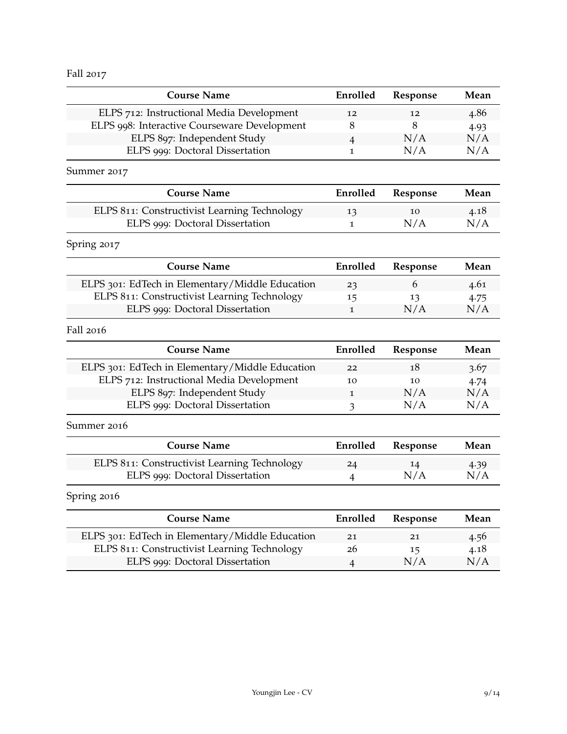Fall 2017

| Course Name | Enrolled | Response | Mean |
| --- | --- | --- | --- |
| ELPS 712: Instructional Media Development | 12 | 12 | 4.86 |
| ELPS 998: Interactive Courseware Development | 8 | 8 | 4.93 |
| ELPS 897: Independent Study | 4 | N/A | N/A |
| ELPS 999: Doctoral Dissertation | 1 | N/A | N/A |

Summer 2017

| Course Name | Enrolled | Response | Mean |
| --- | --- | --- | --- |
| ELPS 811: Constructivist Learning Technology | 13 | 10 | 4.18 |
| ELPS 999: Doctoral Dissertation | 1 | N/A | N/A |

Spring 2017

| Course Name | Enrolled | Response | Mean |
| --- | --- | --- | --- |
| ELPS 301: EdTech in Elementary/Middle Education | 23 | 6 | 4.61 |
| ELPS 811: Constructivist Learning Technology | 15 | 13 | 4.75 |
| ELPS 999: Doctoral Dissertation | 1 | N/A | N/A |

Fall 2016

| Course Name | Enrolled | Response | Mean |
| --- | --- | --- | --- |
| ELPS 301: EdTech in Elementary/Middle Education | 22 | 18 | 3.67 |
| ELPS 712: Instructional Media Development | 10 | 10 | 4.74 |
| ELPS 897: Independent Study | 1 | N/A | N/A |
| ELPS 999: Doctoral Dissertation | 3 | N/A | N/A |

Summer 2016

| Course Name | Enrolled | Response | Mean |
| --- | --- | --- | --- |
| ELPS 811: Constructivist Learning Technology | 24 | 14 | 4.39 |
| ELPS 999: Doctoral Dissertation | 4 | N/A | N/A |

Spring 2016

| Course Name | Enrolled | Response | Mean |
| --- | --- | --- | --- |
| ELPS 301: EdTech in Elementary/Middle Education | 21 | 21 | 4.56 |
| ELPS 811: Constructivist Learning Technology | 26 | 15 | 4.18 |
| ELPS 999: Doctoral Dissertation | 4 | N/A | N/A |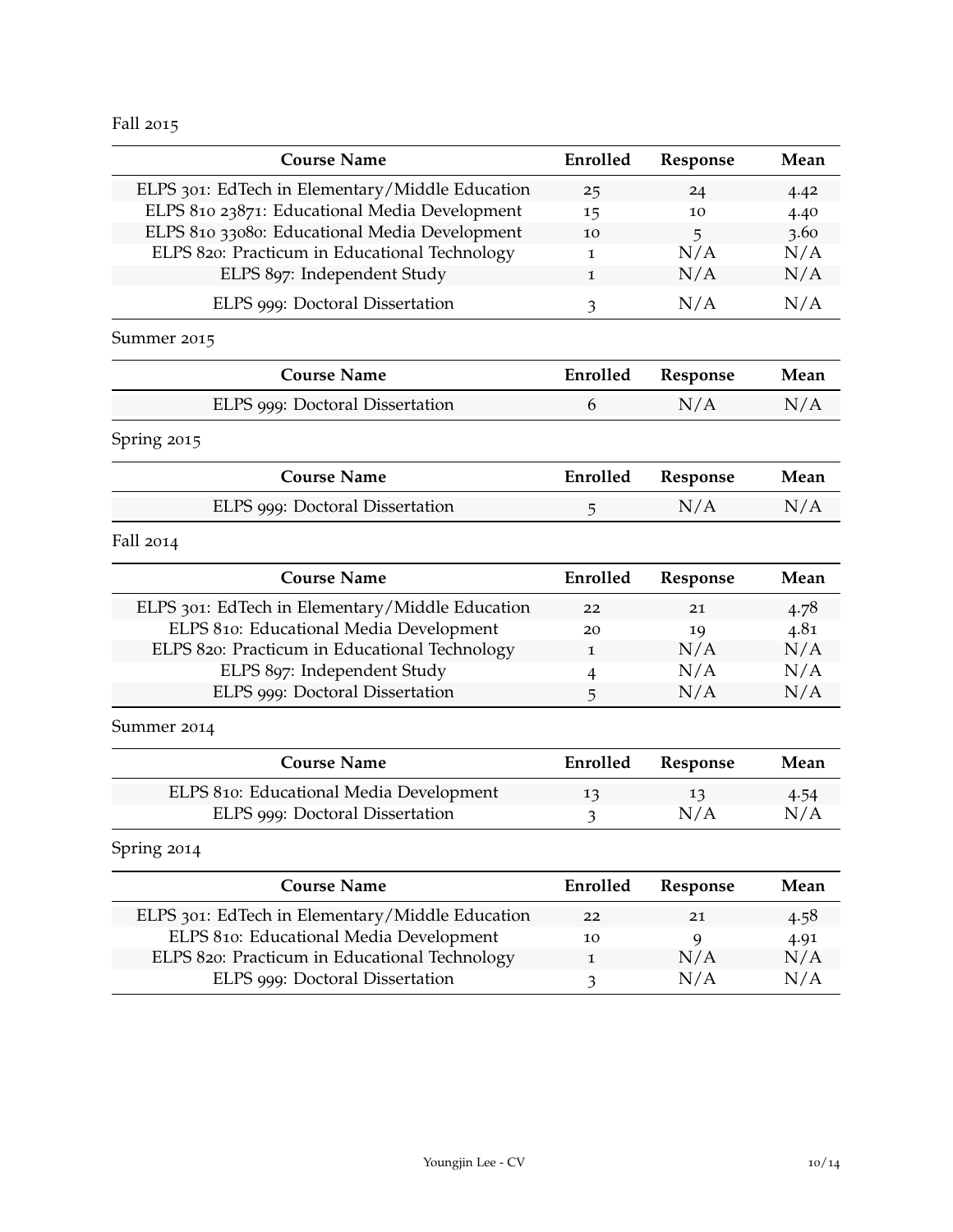Fall 2015

| Course Name | Enrolled | Response | Mean |
|---|---|---|---|
| ELPS 301: EdTech in Elementary/Middle Education | 25 | 24 | 4.42 |
| ELPS 810 23871: Educational Media Development | 15 | 10 | 4.40 |
| ELPS 810 33080: Educational Media Development | 10 | 5 | 3.60 |
| ELPS 820: Practicum in Educational Technology | 1 | N/A | N/A |
| ELPS 897: Independent Study | 1 | N/A | N/A |
| ELPS 999: Doctoral Dissertation | 3 | N/A | N/A |

Summer 2015

| Course Name | Enrolled | Response | Mean |
|---|---|---|---|
| ELPS 999: Doctoral Dissertation | 6 | N/A | N/A |

Spring 2015

| Course Name | Enrolled | Response | Mean |
|---|---|---|---|
| ELPS 999: Doctoral Dissertation | 5 | N/A | N/A |

Fall 2014

| Course Name | Enrolled | Response | Mean |
|---|---|---|---|
| ELPS 301: EdTech in Elementary/Middle Education | 22 | 21 | 4.78 |
| ELPS 810: Educational Media Development | 20 | 19 | 4.81 |
| ELPS 820: Practicum in Educational Technology | 1 | N/A | N/A |
| ELPS 897: Independent Study | 4 | N/A | N/A |
| ELPS 999: Doctoral Dissertation | 5 | N/A | N/A |

Summer 2014

| Course Name | Enrolled | Response | Mean |
|---|---|---|---|
| ELPS 810: Educational Media Development | 13 | 13 | 4.54 |
| ELPS 999: Doctoral Dissertation | 3 | N/A | N/A |

Spring 2014

| Course Name | Enrolled | Response | Mean |
|---|---|---|---|
| ELPS 301: EdTech in Elementary/Middle Education | 22 | 21 | 4.58 |
| ELPS 810: Educational Media Development | 10 | 9 | 4.91 |
| ELPS 820: Practicum in Educational Technology | 1 | N/A | N/A |
| ELPS 999: Doctoral Dissertation | 3 | N/A | N/A |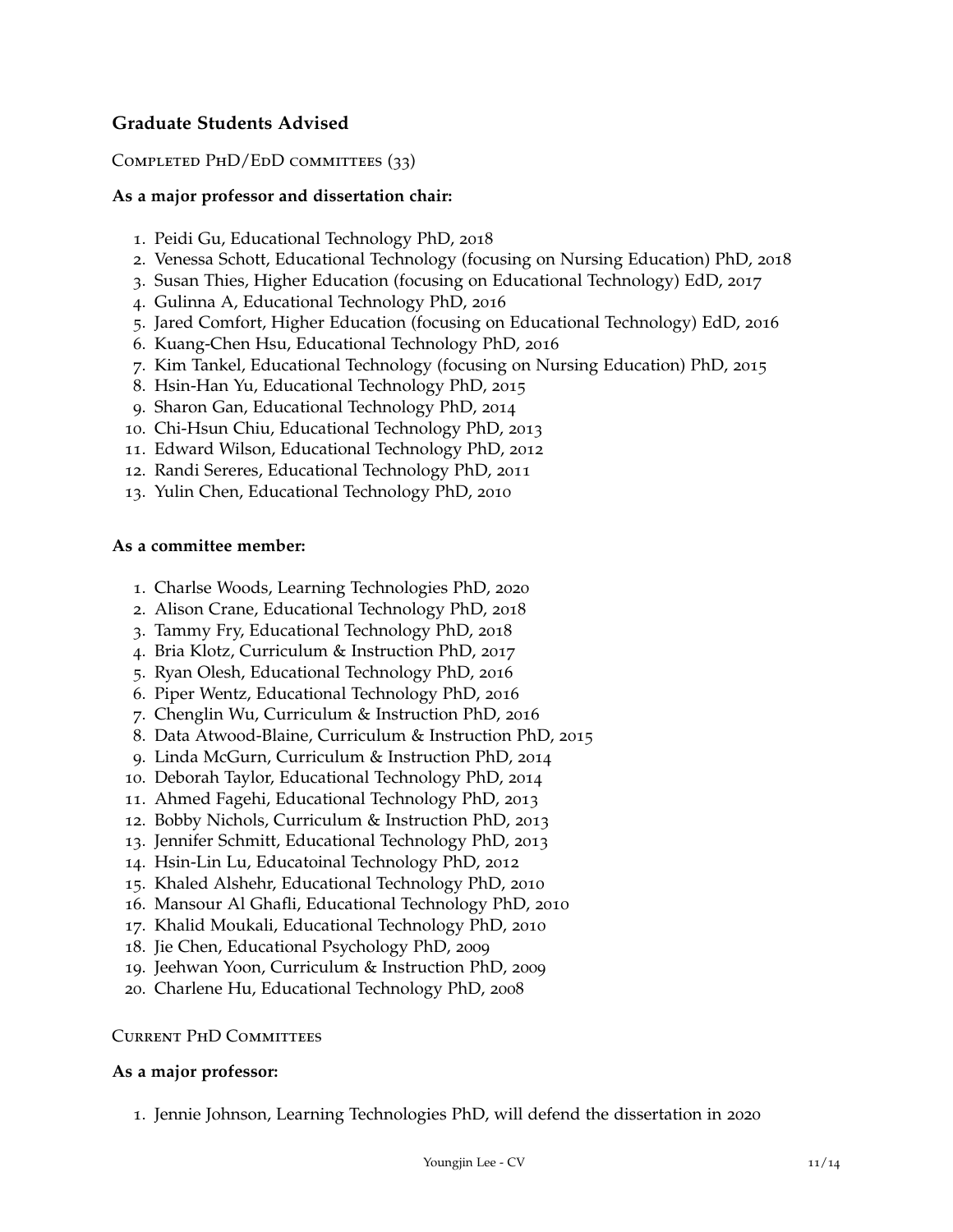## Graduate Students Advised

### Completed PhD/EdD committees (33)

**As a major professor and dissertation chair:**

1. Peidi Gu, Educational Technology PhD, 2018
2. Venessa Schott, Educational Technology (focusing on Nursing Education) PhD, 2018
3. Susan Thies, Higher Education (focusing on Educational Technology) EdD, 2017
4. Gulinna A, Educational Technology PhD, 2016
5. Jared Comfort, Higher Education (focusing on Educational Technology) EdD, 2016
6. Kuang-Chen Hsu, Educational Technology PhD, 2016
7. Kim Tankel, Educational Technology (focusing on Nursing Education) PhD, 2015
8. Hsin-Han Yu, Educational Technology PhD, 2015
9. Sharon Gan, Educational Technology PhD, 2014
10. Chi-Hsun Chiu, Educational Technology PhD, 2013
11. Edward Wilson, Educational Technology PhD, 2012
12. Randi Sereres, Educational Technology PhD, 2011
13. Yulin Chen, Educational Technology PhD, 2010

**As a committee member:**

1. Charlse Woods, Learning Technologies PhD, 2020
2. Alison Crane, Educational Technology PhD, 2018
3. Tammy Fry, Educational Technology PhD, 2018
4. Bria Klotz, Curriculum & Instruction PhD, 2017
5. Ryan Olesh, Educational Technology PhD, 2016
6. Piper Wentz, Educational Technology PhD, 2016
7. Chenglin Wu, Curriculum & Instruction PhD, 2016
8. Data Atwood-Blaine, Curriculum & Instruction PhD, 2015
9. Linda McGurn, Curriculum & Instruction PhD, 2014
10. Deborah Taylor, Educational Technology PhD, 2014
11. Ahmed Fagehi, Educational Technology PhD, 2013
12. Bobby Nichols, Curriculum & Instruction PhD, 2013
13. Jennifer Schmitt, Educational Technology PhD, 2013
14. Hsin-Lin Lu, Educatoinal Technology PhD, 2012
15. Khaled Alshehr, Educational Technology PhD, 2010
16. Mansour Al Ghafli, Educational Technology PhD, 2010
17. Khalid Moukali, Educational Technology PhD, 2010
18. Jie Chen, Educational Psychology PhD, 2009
19. Jeehwan Yoon, Curriculum & Instruction PhD, 2009
20. Charlene Hu, Educational Technology PhD, 2008

### Current PhD Committees

**As a major professor:**

1. Jennie Johnson, Learning Technologies PhD, will defend the dissertation in 2020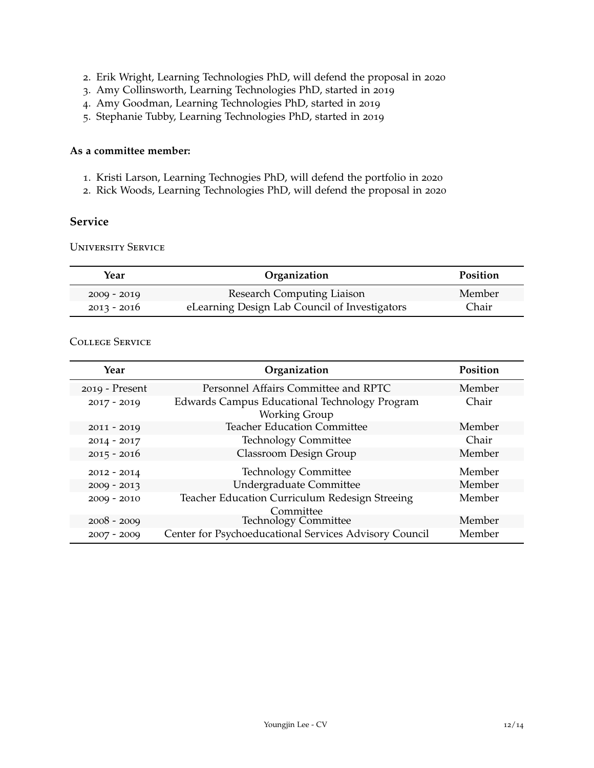2. Erik Wright, Learning Technologies PhD, will defend the proposal in 2020
3. Amy Collinsworth, Learning Technologies PhD, started in 2019
4. Amy Goodman, Learning Technologies PhD, started in 2019
5. Stephanie Tubby, Learning Technologies PhD, started in 2019

**As a committee member:**

1. Kristi Larson, Learning Technogies PhD, will defend the portfolio in 2020
2. Rick Woods, Learning Technologies PhD, will defend the proposal in 2020

## Service

### University Service

| Year | Organization | Position |
|---|---|---|
| 2009 - 2019 | Research Computing Liaison | Member |
| 2013 - 2016 | eLearning Design Lab Council of Investigators | Chair |

### College Service

| Year | Organization | Position |
|---|---|---|
| 2019 - Present | Personnel Affairs Committee and RPTC | Member |
| 2017 - 2019 | Edwards Campus Educational Technology Program Working Group | Chair |
| 2011 - 2019 | Teacher Education Committee | Member |
| 2014 - 2017 | Technology Committee | Chair |
| 2015 - 2016 | Classroom Design Group | Member |
| 2012 - 2014 | Technology Committee | Member |
| 2009 - 2013 | Undergraduate Committee | Member |
| 2009 - 2010 | Teacher Education Curriculum Redesign Streeing Committee | Member |
| 2008 - 2009 | Technology Committee | Member |
| 2007 - 2009 | Center for Psychoeducational Services Advisory Council | Member |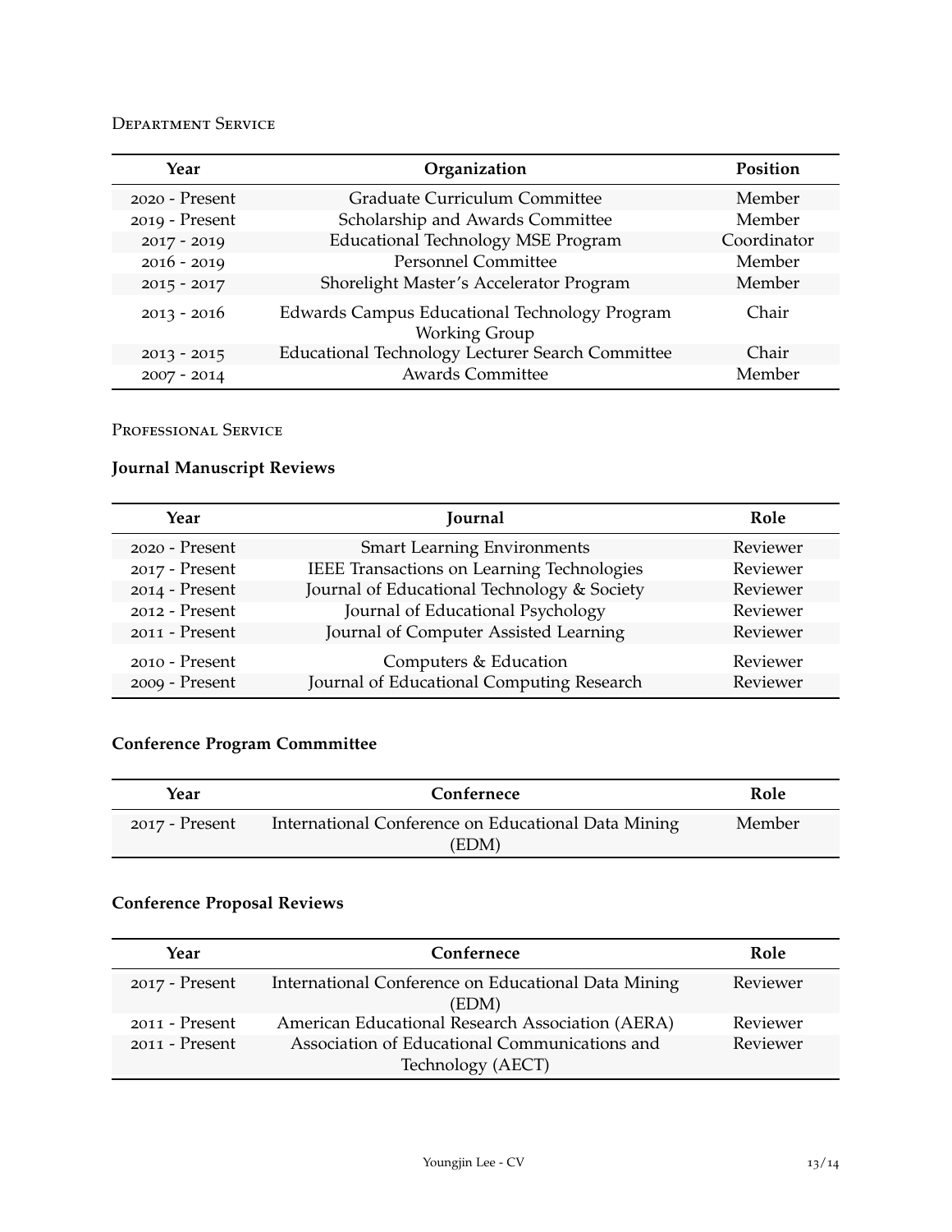## Department Service

| Year | Organization | Position |
| --- | --- | --- |
| 2020 - Present | Graduate Curriculum Committee | Member |
| 2019 - Present | Scholarship and Awards Committee | Member |
| 2017 - 2019 | Educational Technology MSE Program | Coordinator |
| 2016 - 2019 | Personnel Committee | Member |
| 2015 - 2017 | Shorelight Master's Accelerator Program | Member |
| 2013 - 2016 | Edwards Campus Educational Technology Program Working Group | Chair |
| 2013 - 2015 | Educational Technology Lecturer Search Committee | Chair |
| 2007 - 2014 | Awards Committee | Member |

## Professional Service

### Journal Manuscript Reviews

| Year | Journal | Role |
| --- | --- | --- |
| 2020 - Present | Smart Learning Environments | Reviewer |
| 2017 - Present | IEEE Transactions on Learning Technologies | Reviewer |
| 2014 - Present | Journal of Educational Technology & Society | Reviewer |
| 2012 - Present | Journal of Educational Psychology | Reviewer |
| 2011 - Present | Journal of Computer Assisted Learning | Reviewer |
| 2010 - Present | Computers & Education | Reviewer |
| 2009 - Present | Journal of Educational Computing Research | Reviewer |

### Conference Program Commmittee

| Year | Confernece | Role |
| --- | --- | --- |
| 2017 - Present | International Conference on Educational Data Mining (EDM) | Member |

### Conference Proposal Reviews

| Year | Confernece | Role |
| --- | --- | --- |
| 2017 - Present | International Conference on Educational Data Mining (EDM) | Reviewer |
| 2011 - Present | American Educational Research Association (AERA) | Reviewer |
| 2011 - Present | Association of Educational Communications and Technology (AECT) | Reviewer |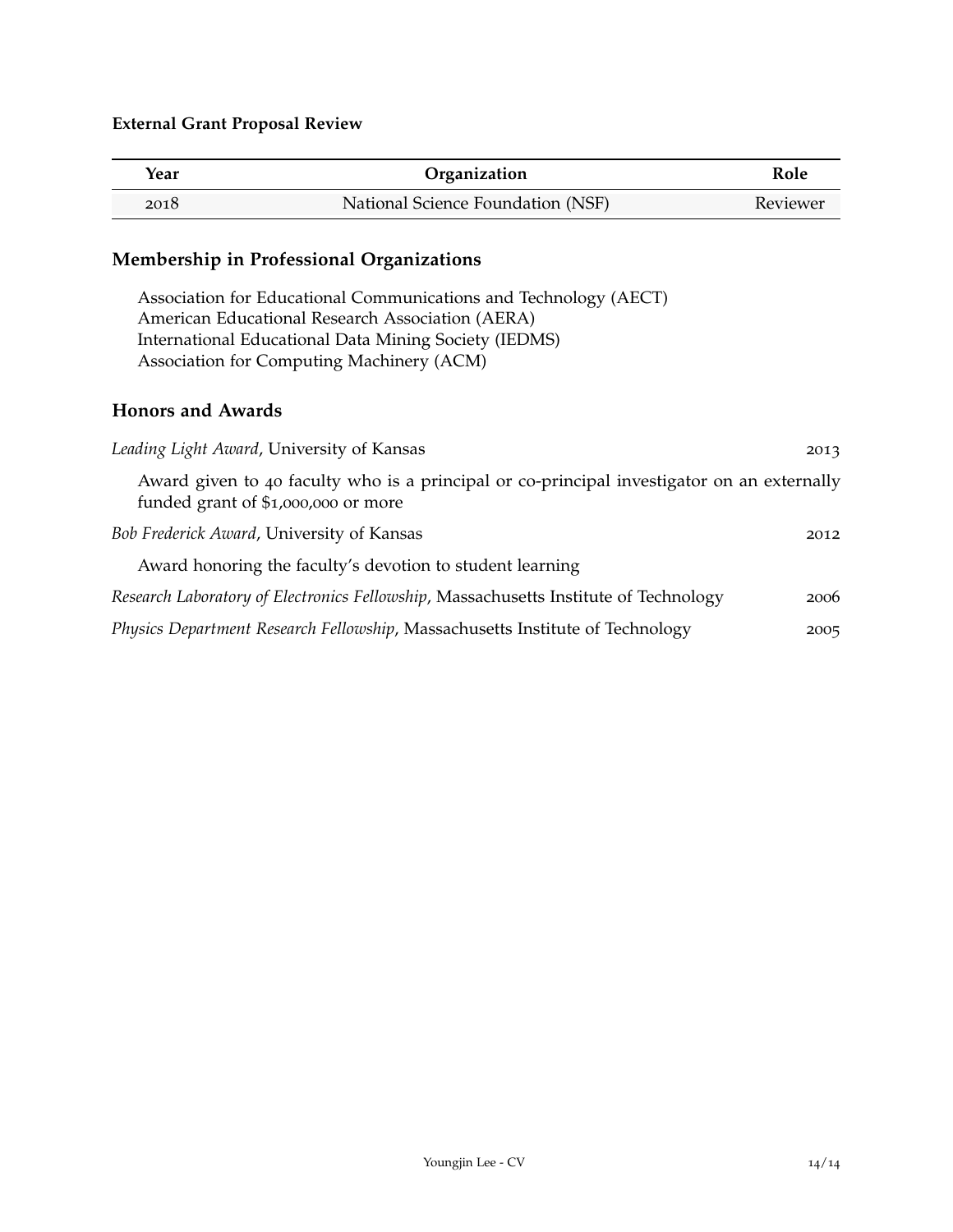### External Grant Proposal Review

| Year | Organization | Role |
| --- | --- | --- |
| 2018 | National Science Foundation (NSF) | Reviewer |

## Membership in Professional Organizations

Association for Educational Communications and Technology (AECT)
American Educational Research Association (AERA)
International Educational Data Mining Society (IEDMS)
Association for Computing Machinery (ACM)

## Honors and Awards

*Leading Light Award*, University of Kansas 2013

Award given to 40 faculty who is a principal or co-principal investigator on an externally funded grant of $1,000,000 or more

*Bob Frederick Award*, University of Kansas 2012

Award honoring the faculty's devotion to student learning

*Research Laboratory of Electronics Fellowship*, Massachusetts Institute of Technology 2006

*Physics Department Research Fellowship*, Massachusetts Institute of Technology 2005